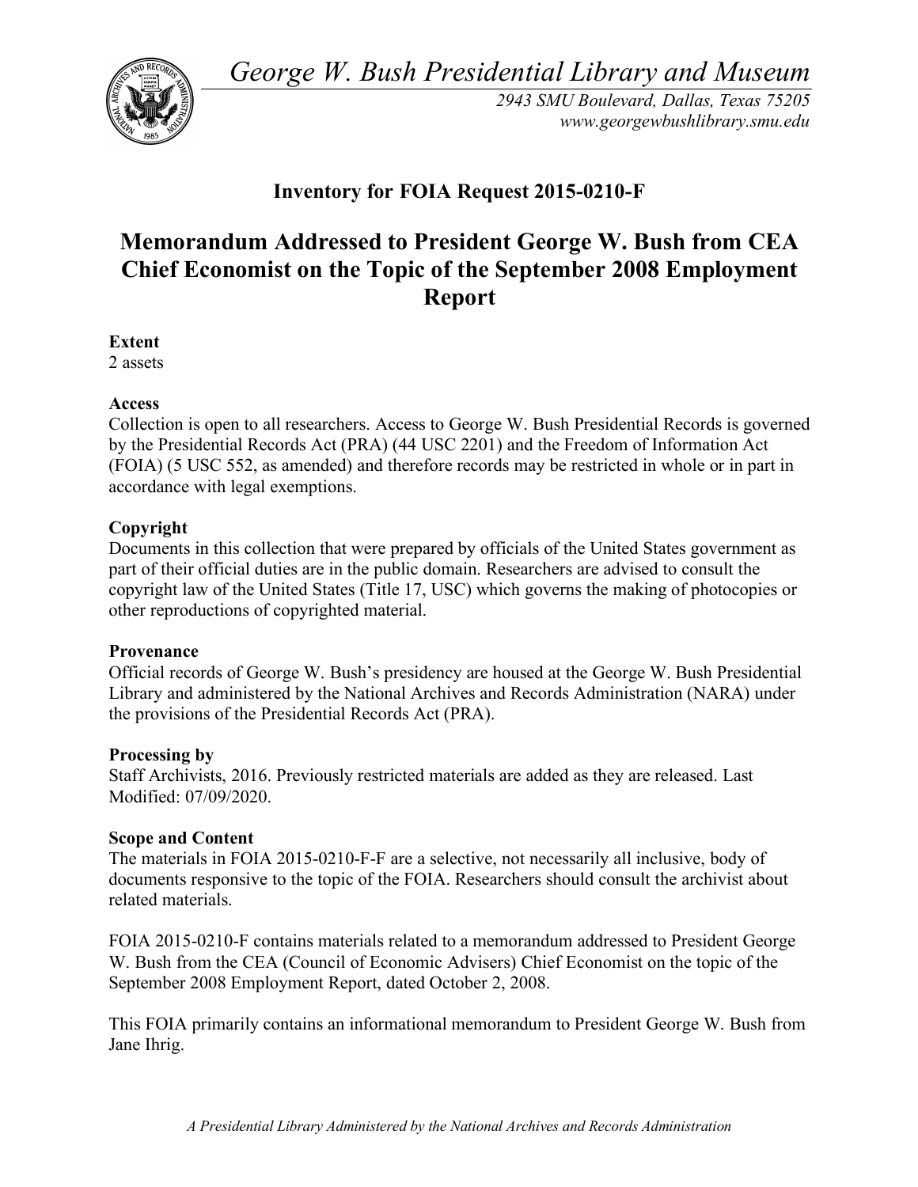*George W. Bush Presidential Library and Museum*

*2943 SMU Boulevard, Dallas, Texas 75205*
*www.georgewbushlibrary.smu.edu*

## Inventory for FOIA Request 2015-0210-F

# Memorandum Addressed to President George W. Bush from CEA Chief Economist on the Topic of the September 2008 Employment Report

**Extent**
2 assets

**Access**
Collection is open to all researchers. Access to George W. Bush Presidential Records is governed by the Presidential Records Act (PRA) (44 USC 2201) and the Freedom of Information Act (FOIA) (5 USC 552, as amended) and therefore records may be restricted in whole or in part in accordance with legal exemptions.

**Copyright**
Documents in this collection that were prepared by officials of the United States government as part of their official duties are in the public domain. Researchers are advised to consult the copyright law of the United States (Title 17, USC) which governs the making of photocopies or other reproductions of copyrighted material.

**Provenance**
Official records of George W. Bush's presidency are housed at the George W. Bush Presidential Library and administered by the National Archives and Records Administration (NARA) under the provisions of the Presidential Records Act (PRA).

**Processing by**
Staff Archivists, 2016. Previously restricted materials are added as they are released. Last Modified: 07/09/2020.

**Scope and Content**
The materials in FOIA 2015-0210-F-F are a selective, not necessarily all inclusive, body of documents responsive to the topic of the FOIA. Researchers should consult the archivist about related materials.

FOIA 2015-0210-F contains materials related to a memorandum addressed to President George W. Bush from the CEA (Council of Economic Advisers) Chief Economist on the topic of the September 2008 Employment Report, dated October 2, 2008.

This FOIA primarily contains an informational memorandum to President George W. Bush from Jane Ihrig.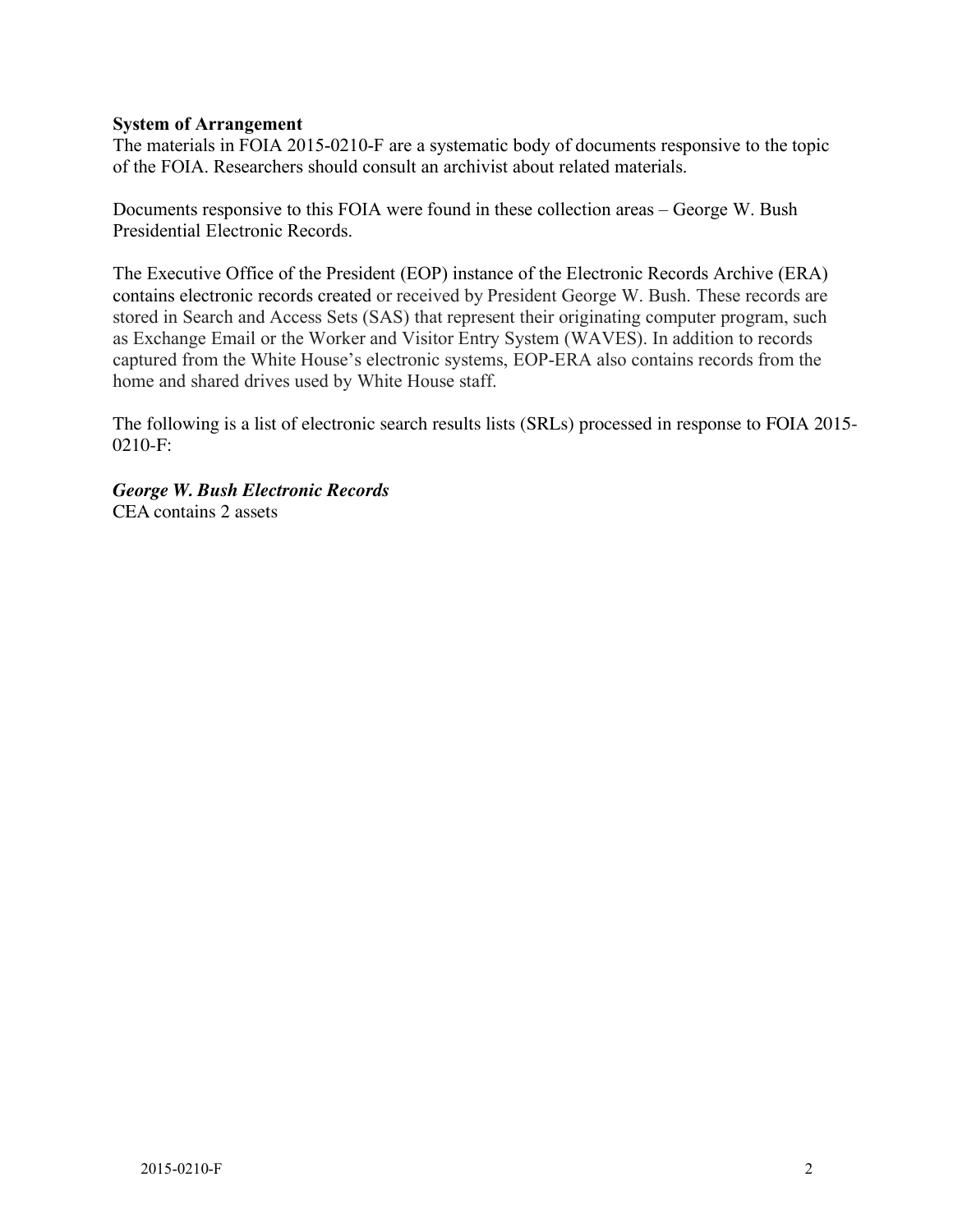**System of Arrangement**

The materials in FOIA 2015-0210-F are a systematic body of documents responsive to the topic of the FOIA. Researchers should consult an archivist about related materials.

Documents responsive to this FOIA were found in these collection areas – George W. Bush Presidential Electronic Records.

The Executive Office of the President (EOP) instance of the Electronic Records Archive (ERA) contains electronic records created or received by President George W. Bush. These records are stored in Search and Access Sets (SAS) that represent their originating computer program, such as Exchange Email or the Worker and Visitor Entry System (WAVES). In addition to records captured from the White House's electronic systems, EOP-ERA also contains records from the home and shared drives used by White House staff.

The following is a list of electronic search results lists (SRLs) processed in response to FOIA 2015-0210-F:

***George W. Bush Electronic Records***

CEA contains 2 assets